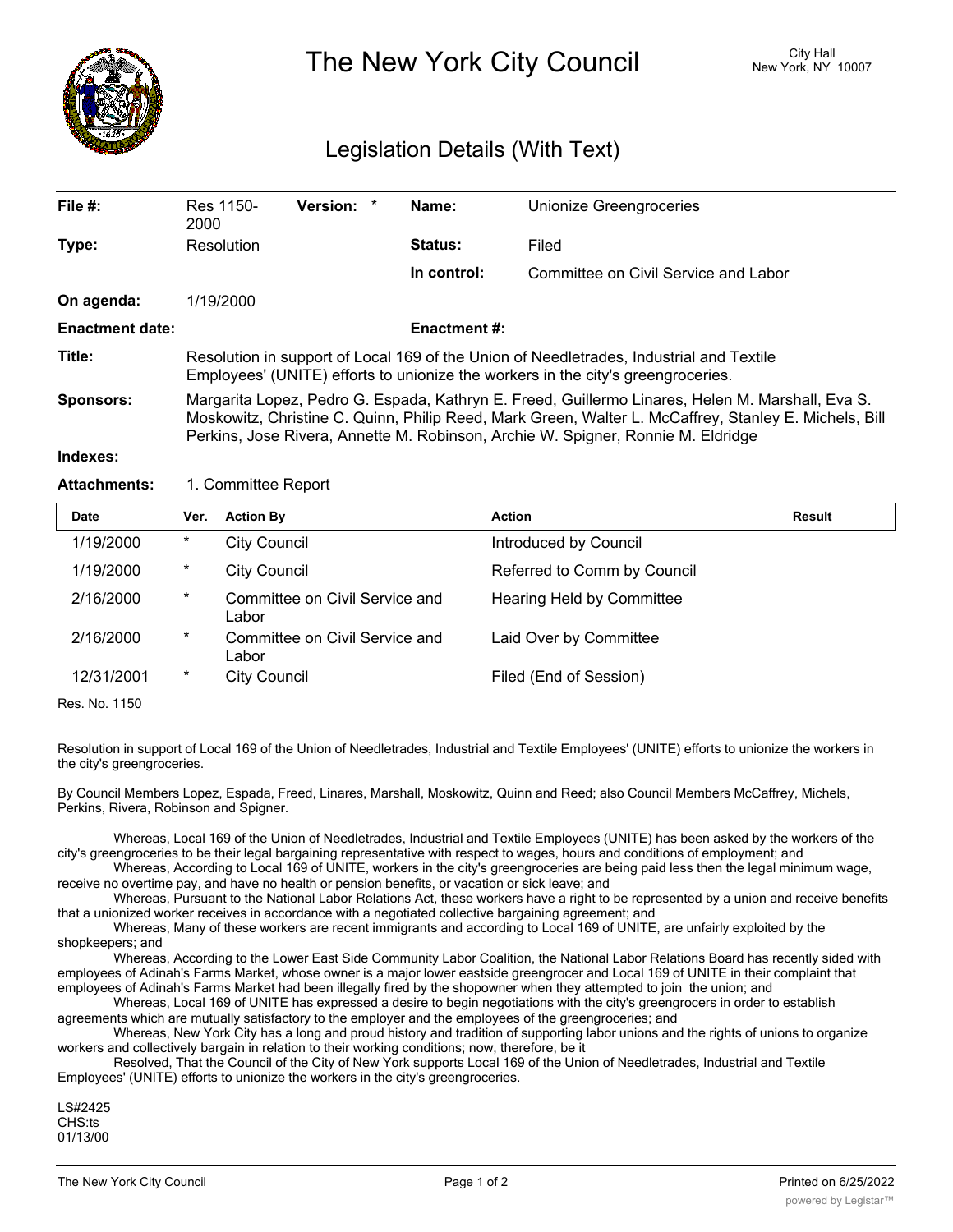# The New York City Council

City Hall
New York, NY 10007

## Legislation Details (With Text)

| | | | |
|---|---|---|---|
| **File #:** | Res 1150-2000 **Version:** * | **Name:** | Unionize Greengroceries |
| **Type:** | Resolution | **Status:** | Filed |
| | | **In control:** | Committee on Civil Service and Labor |
| **On agenda:** | 1/19/2000 | | |
| **Enactment date:** | | **Enactment #:** | |

**Title:** Resolution in support of Local 169 of the Union of Needletrades, Industrial and Textile Employees' (UNITE) efforts to unionize the workers in the city's greengroceries.

**Sponsors:** Margarita Lopez, Pedro G. Espada, Kathryn E. Freed, Guillermo Linares, Helen M. Marshall, Eva S. Moskowitz, Christine C. Quinn, Philip Reed, Mark Green, Walter L. McCaffrey, Stanley E. Michels, Bill Perkins, Jose Rivera, Annette M. Robinson, Archie W. Spigner, Ronnie M. Eldridge

**Indexes:**

**Attachments:** 1. Committee Report

| Date | Ver. | Action By | Action | Result |
|---|---|---|---|---|
| 1/19/2000 | * | City Council | Introduced by Council | |
| 1/19/2000 | * | City Council | Referred to Comm by Council | |
| 2/16/2000 | * | Committee on Civil Service and Labor | Hearing Held by Committee | |
| 2/16/2000 | * | Committee on Civil Service and Labor | Laid Over by Committee | |
| 12/31/2001 | * | City Council | Filed (End of Session) | |

Res. No. 1150

Resolution in support of Local 169 of the Union of Needletrades, Industrial and Textile Employees' (UNITE) efforts to unionize the workers in the city's greengroceries.

By Council Members Lopez, Espada, Freed, Linares, Marshall, Moskowitz, Quinn and Reed; also Council Members McCaffrey, Michels, Perkins, Rivera, Robinson and Spigner.

Whereas, Local 169 of the Union of Needletrades, Industrial and Textile Employees (UNITE) has been asked by the workers of the city's greengroceries to be their legal bargaining representative with respect to wages, hours and conditions of employment; and

Whereas, According to Local 169 of UNITE, workers in the city's greengroceries are being paid less then the legal minimum wage, receive no overtime pay, and have no health or pension benefits, or vacation or sick leave; and

Whereas, Pursuant to the National Labor Relations Act, these workers have a right to be represented by a union and receive benefits that a unionized worker receives in accordance with a negotiated collective bargaining agreement; and

Whereas, Many of these workers are recent immigrants and according to Local 169 of UNITE, are unfairly exploited by the shopkeepers; and

Whereas, According to the Lower East Side Community Labor Coalition, the National Labor Relations Board has recently sided with employees of Adinah's Farms Market, whose owner is a major lower eastside greengrocer and Local 169 of UNITE in their complaint that employees of Adinah's Farms Market had been illegally fired by the shopowner when they attempted to join the union; and

Whereas, Local 169 of UNITE has expressed a desire to begin negotiations with the city's greengrocers in order to establish agreements which are mutually satisfactory to the employer and the employees of the greengroceries; and

Whereas, New York City has a long and proud history and tradition of supporting labor unions and the rights of unions to organize workers and collectively bargain in relation to their working conditions; now, therefore, be it

Resolved, That the Council of the City of New York supports Local 169 of the Union of Needletrades, Industrial and Textile Employees' (UNITE) efforts to unionize the workers in the city's greengroceries.

LS#2425
CHS:ts
01/13/00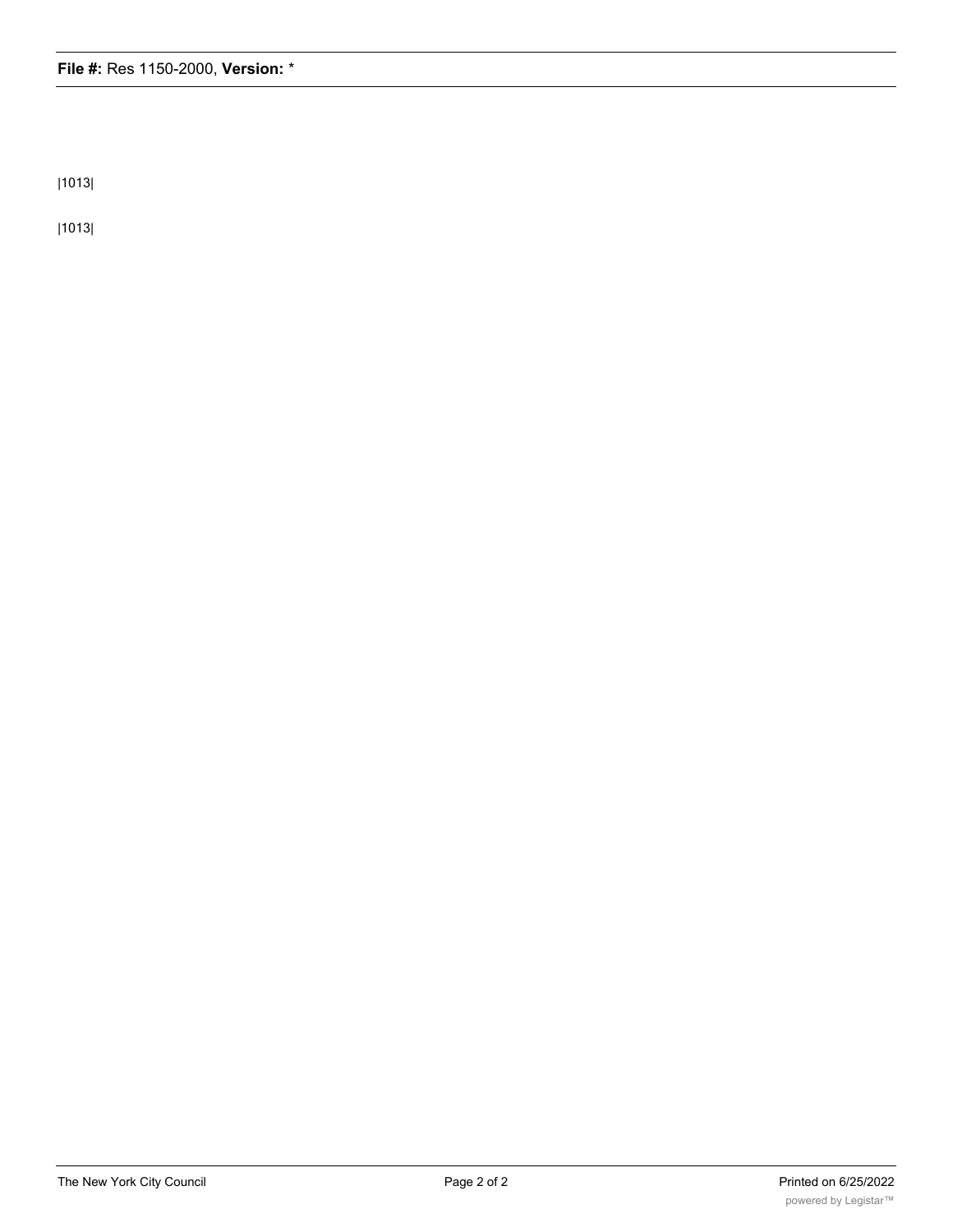|1013|

|1013|